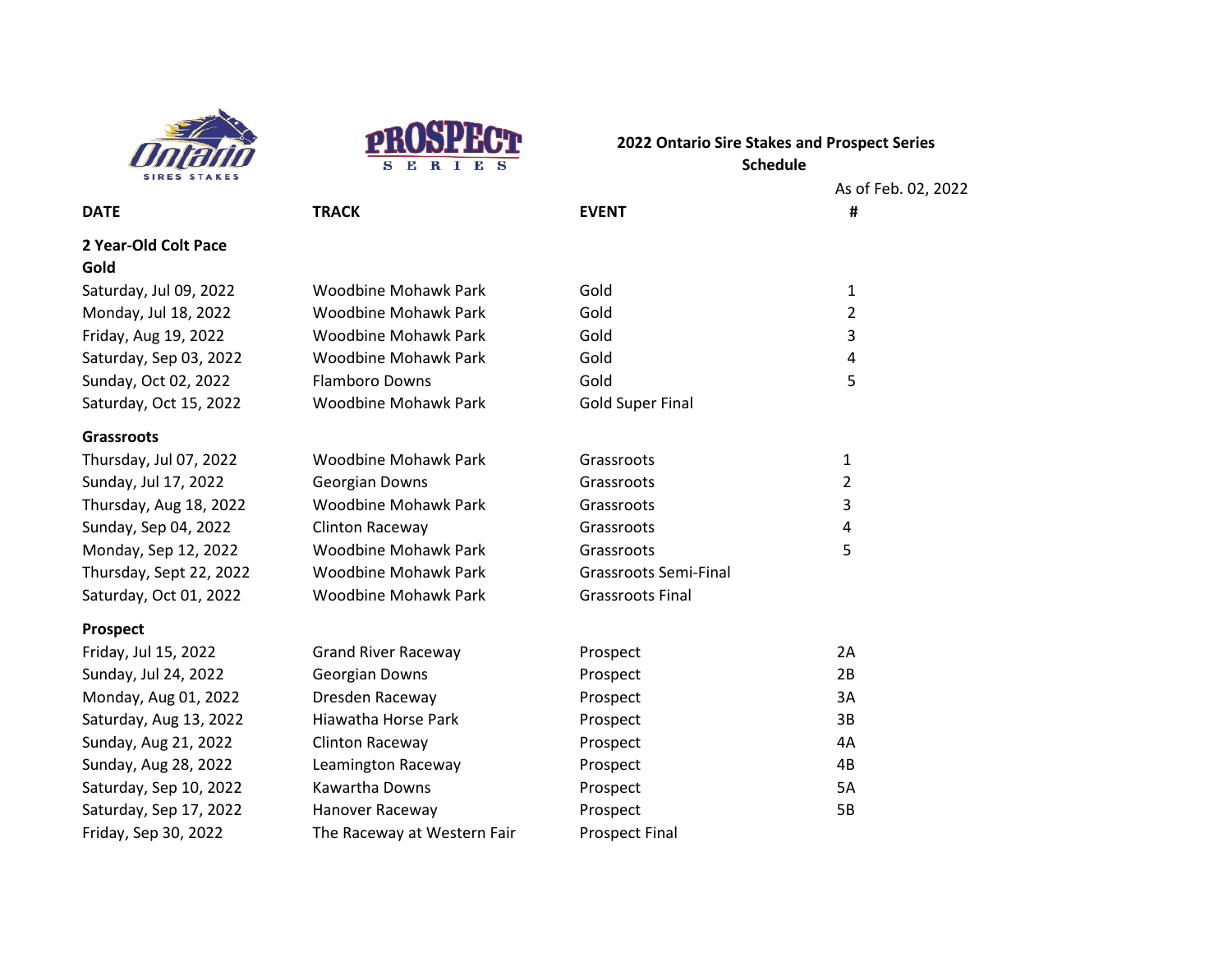**2022 Ontario Sire Stakes and Prospect Series Schedule**

As of Feb. 02, 2022

| DATE | TRACK | EVENT | # |
|---|---|---|---|
| **2 Year-Old Colt Pace** | | | |
| **Gold** | | | |
| Saturday, Jul 09, 2022 | Woodbine Mohawk Park | Gold | 1 |
| Monday, Jul 18, 2022 | Woodbine Mohawk Park | Gold | 2 |
| Friday, Aug 19, 2022 | Woodbine Mohawk Park | Gold | 3 |
| Saturday, Sep 03, 2022 | Woodbine Mohawk Park | Gold | 4 |
| Sunday, Oct 02, 2022 | Flamboro Downs | Gold | 5 |
| Saturday, Oct 15, 2022 | Woodbine Mohawk Park | Gold Super Final | |
| **Grassroots** | | | |
| Thursday, Jul 07, 2022 | Woodbine Mohawk Park | Grassroots | 1 |
| Sunday, Jul 17, 2022 | Georgian Downs | Grassroots | 2 |
| Thursday, Aug 18, 2022 | Woodbine Mohawk Park | Grassroots | 3 |
| Sunday, Sep 04, 2022 | Clinton Raceway | Grassroots | 4 |
| Monday, Sep 12, 2022 | Woodbine Mohawk Park | Grassroots | 5 |
| Thursday, Sept 22, 2022 | Woodbine Mohawk Park | Grassroots Semi-Final | |
| Saturday, Oct 01, 2022 | Woodbine Mohawk Park | Grassroots Final | |
| **Prospect** | | | |
| Friday, Jul 15, 2022 | Grand River Raceway | Prospect | 2A |
| Sunday, Jul 24, 2022 | Georgian Downs | Prospect | 2B |
| Monday, Aug 01, 2022 | Dresden Raceway | Prospect | 3A |
| Saturday, Aug 13, 2022 | Hiawatha Horse Park | Prospect | 3B |
| Sunday, Aug 21, 2022 | Clinton Raceway | Prospect | 4A |
| Sunday, Aug 28, 2022 | Leamington Raceway | Prospect | 4B |
| Saturday, Sep 10, 2022 | Kawartha Downs | Prospect | 5A |
| Saturday, Sep 17, 2022 | Hanover Raceway | Prospect | 5B |
| Friday, Sep 30, 2022 | The Raceway at Western Fair | Prospect Final | |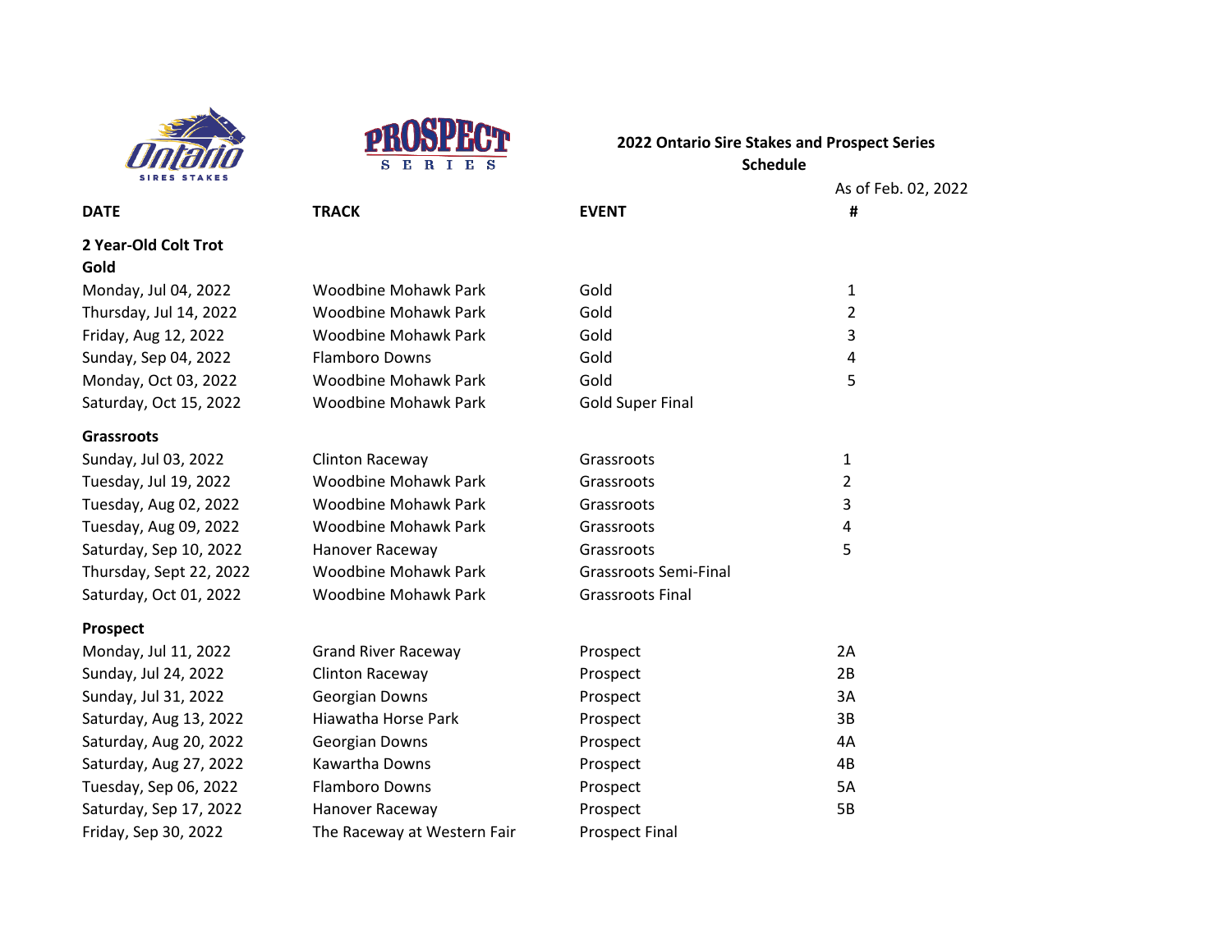**2022 Ontario Sire Stakes and Prospect Series**
**Schedule**

As of Feb. 02, 2022

| DATE | TRACK | EVENT | # |
|---|---|---|---|
| **2 Year-Old Colt Trot** | | | |
| **Gold** | | | |
| Monday, Jul 04, 2022 | Woodbine Mohawk Park | Gold | 1 |
| Thursday, Jul 14, 2022 | Woodbine Mohawk Park | Gold | 2 |
| Friday, Aug 12, 2022 | Woodbine Mohawk Park | Gold | 3 |
| Sunday, Sep 04, 2022 | Flamboro Downs | Gold | 4 |
| Monday, Oct 03, 2022 | Woodbine Mohawk Park | Gold | 5 |
| Saturday, Oct 15, 2022 | Woodbine Mohawk Park | Gold Super Final | |
| **Grassroots** | | | |
| Sunday, Jul 03, 2022 | Clinton Raceway | Grassroots | 1 |
| Tuesday, Jul 19, 2022 | Woodbine Mohawk Park | Grassroots | 2 |
| Tuesday, Aug 02, 2022 | Woodbine Mohawk Park | Grassroots | 3 |
| Tuesday, Aug 09, 2022 | Woodbine Mohawk Park | Grassroots | 4 |
| Saturday, Sep 10, 2022 | Hanover Raceway | Grassroots | 5 |
| Thursday, Sept 22, 2022 | Woodbine Mohawk Park | Grassroots Semi-Final | |
| Saturday, Oct 01, 2022 | Woodbine Mohawk Park | Grassroots Final | |
| **Prospect** | | | |
| Monday, Jul 11, 2022 | Grand River Raceway | Prospect | 2A |
| Sunday, Jul 24, 2022 | Clinton Raceway | Prospect | 2B |
| Sunday, Jul 31, 2022 | Georgian Downs | Prospect | 3A |
| Saturday, Aug 13, 2022 | Hiawatha Horse Park | Prospect | 3B |
| Saturday, Aug 20, 2022 | Georgian Downs | Prospect | 4A |
| Saturday, Aug 27, 2022 | Kawartha Downs | Prospect | 4B |
| Tuesday, Sep 06, 2022 | Flamboro Downs | Prospect | 5A |
| Saturday, Sep 17, 2022 | Hanover Raceway | Prospect | 5B |
| Friday, Sep 30, 2022 | The Raceway at Western Fair | Prospect Final | |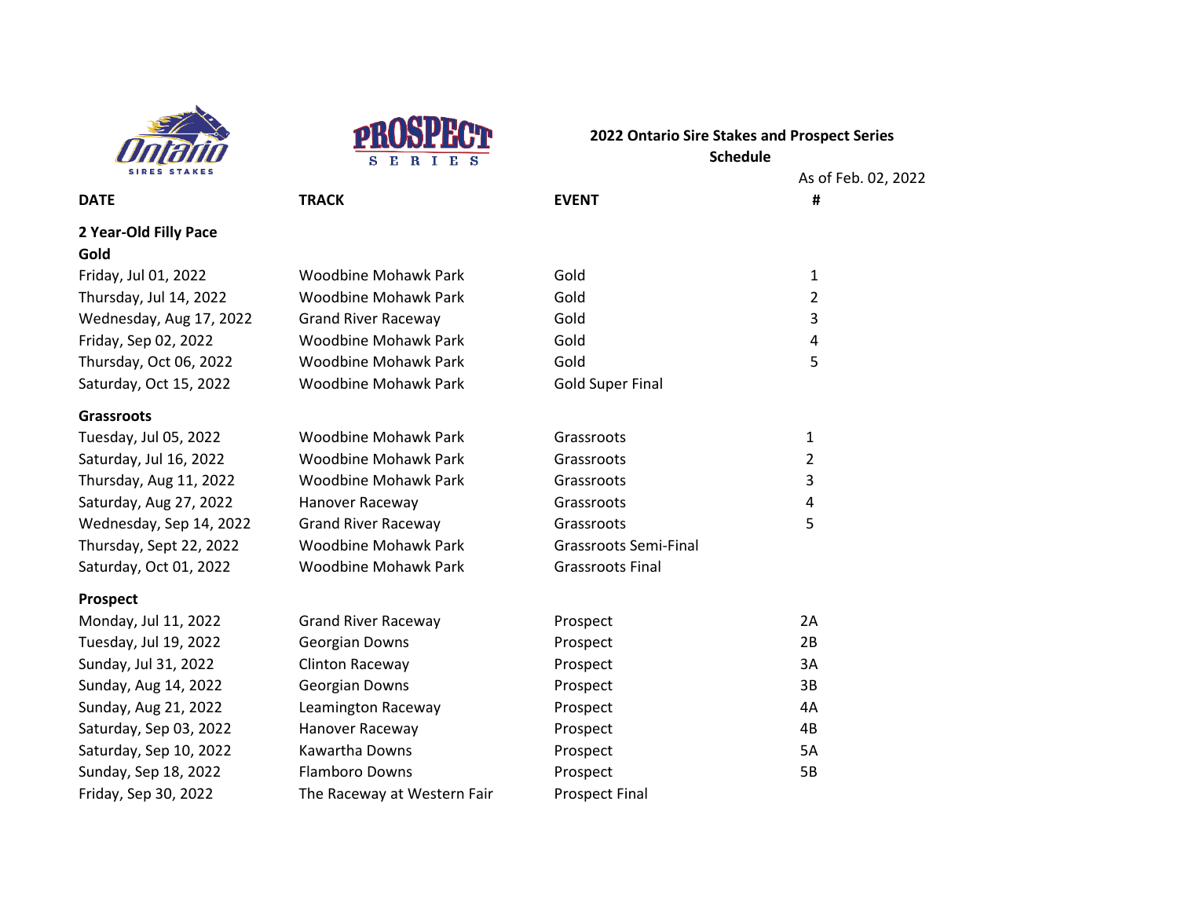**2022 Ontario Sire Stakes and Prospect Series**
**Schedule**

As of Feb. 02, 2022

| DATE | TRACK | EVENT | # |
|---|---|---|---|
| **2 Year-Old Filly Pace** | | | |
| **Gold** | | | |
| Friday, Jul 01, 2022 | Woodbine Mohawk Park | Gold | 1 |
| Thursday, Jul 14, 2022 | Woodbine Mohawk Park | Gold | 2 |
| Wednesday, Aug 17, 2022 | Grand River Raceway | Gold | 3 |
| Friday, Sep 02, 2022 | Woodbine Mohawk Park | Gold | 4 |
| Thursday, Oct 06, 2022 | Woodbine Mohawk Park | Gold | 5 |
| Saturday, Oct 15, 2022 | Woodbine Mohawk Park | Gold Super Final | |
| **Grassroots** | | | |
| Tuesday, Jul 05, 2022 | Woodbine Mohawk Park | Grassroots | 1 |
| Saturday, Jul 16, 2022 | Woodbine Mohawk Park | Grassroots | 2 |
| Thursday, Aug 11, 2022 | Woodbine Mohawk Park | Grassroots | 3 |
| Saturday, Aug 27, 2022 | Hanover Raceway | Grassroots | 4 |
| Wednesday, Sep 14, 2022 | Grand River Raceway | Grassroots | 5 |
| Thursday, Sept 22, 2022 | Woodbine Mohawk Park | Grassroots Semi-Final | |
| Saturday, Oct 01, 2022 | Woodbine Mohawk Park | Grassroots Final | |
| **Prospect** | | | |
| Monday, Jul 11, 2022 | Grand River Raceway | Prospect | 2A |
| Tuesday, Jul 19, 2022 | Georgian Downs | Prospect | 2B |
| Sunday, Jul 31, 2022 | Clinton Raceway | Prospect | 3A |
| Sunday, Aug 14, 2022 | Georgian Downs | Prospect | 3B |
| Sunday, Aug 21, 2022 | Leamington Raceway | Prospect | 4A |
| Saturday, Sep 03, 2022 | Hanover Raceway | Prospect | 4B |
| Saturday, Sep 10, 2022 | Kawartha Downs | Prospect | 5A |
| Sunday, Sep 18, 2022 | Flamboro Downs | Prospect | 5B |
| Friday, Sep 30, 2022 | The Raceway at Western Fair | Prospect Final | |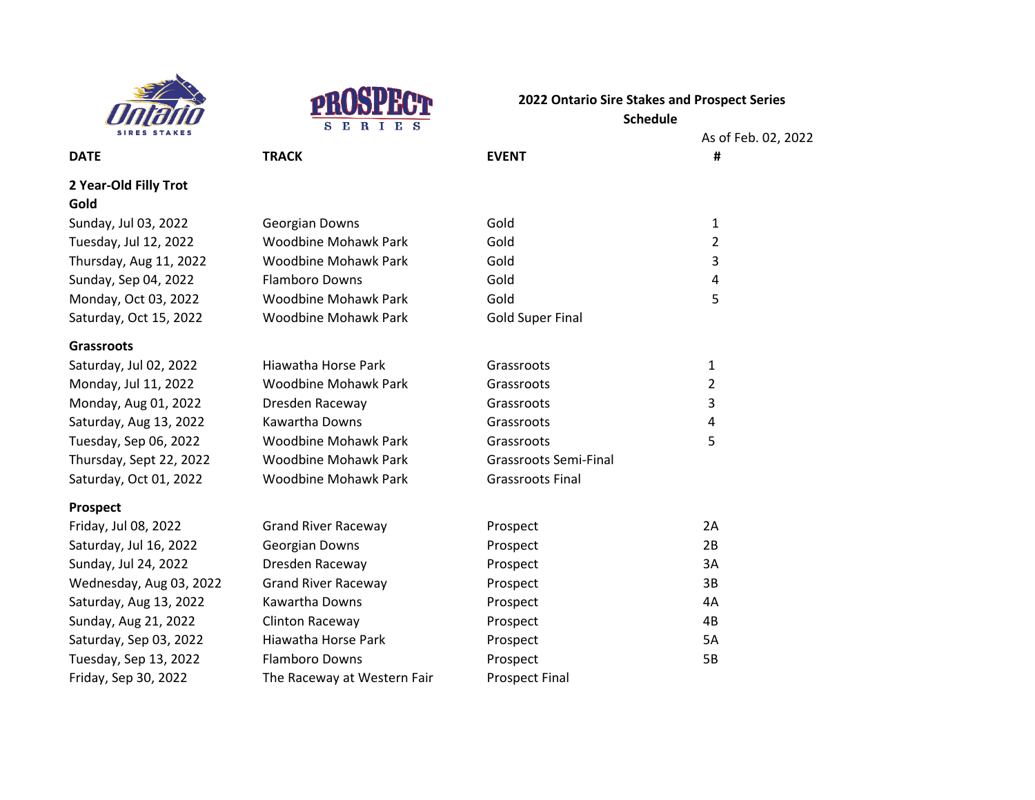## 2022 Ontario Sire Stakes and Prospect Series Schedule

As of Feb. 02, 2022

| DATE | TRACK | EVENT | # |
|---|---|---|---|
| **2 Year-Old Filly Trot** | | | |
| **Gold** | | | |
| Sunday, Jul 03, 2022 | Georgian Downs | Gold | 1 |
| Tuesday, Jul 12, 2022 | Woodbine Mohawk Park | Gold | 2 |
| Thursday, Aug 11, 2022 | Woodbine Mohawk Park | Gold | 3 |
| Sunday, Sep 04, 2022 | Flamboro Downs | Gold | 4 |
| Monday, Oct 03, 2022 | Woodbine Mohawk Park | Gold | 5 |
| Saturday, Oct 15, 2022 | Woodbine Mohawk Park | Gold Super Final | |
| **Grassroots** | | | |
| Saturday, Jul 02, 2022 | Hiawatha Horse Park | Grassroots | 1 |
| Monday, Jul 11, 2022 | Woodbine Mohawk Park | Grassroots | 2 |
| Monday, Aug 01, 2022 | Dresden Raceway | Grassroots | 3 |
| Saturday, Aug 13, 2022 | Kawartha Downs | Grassroots | 4 |
| Tuesday, Sep 06, 2022 | Woodbine Mohawk Park | Grassroots | 5 |
| Thursday, Sept 22, 2022 | Woodbine Mohawk Park | Grassroots Semi-Final | |
| Saturday, Oct 01, 2022 | Woodbine Mohawk Park | Grassroots Final | |
| **Prospect** | | | |
| Friday, Jul 08, 2022 | Grand River Raceway | Prospect | 2A |
| Saturday, Jul 16, 2022 | Georgian Downs | Prospect | 2B |
| Sunday, Jul 24, 2022 | Dresden Raceway | Prospect | 3A |
| Wednesday, Aug 03, 2022 | Grand River Raceway | Prospect | 3B |
| Saturday, Aug 13, 2022 | Kawartha Downs | Prospect | 4A |
| Sunday, Aug 21, 2022 | Clinton Raceway | Prospect | 4B |
| Saturday, Sep 03, 2022 | Hiawatha Horse Park | Prospect | 5A |
| Tuesday, Sep 13, 2022 | Flamboro Downs | Prospect | 5B |
| Friday, Sep 30, 2022 | The Raceway at Western Fair | Prospect Final | |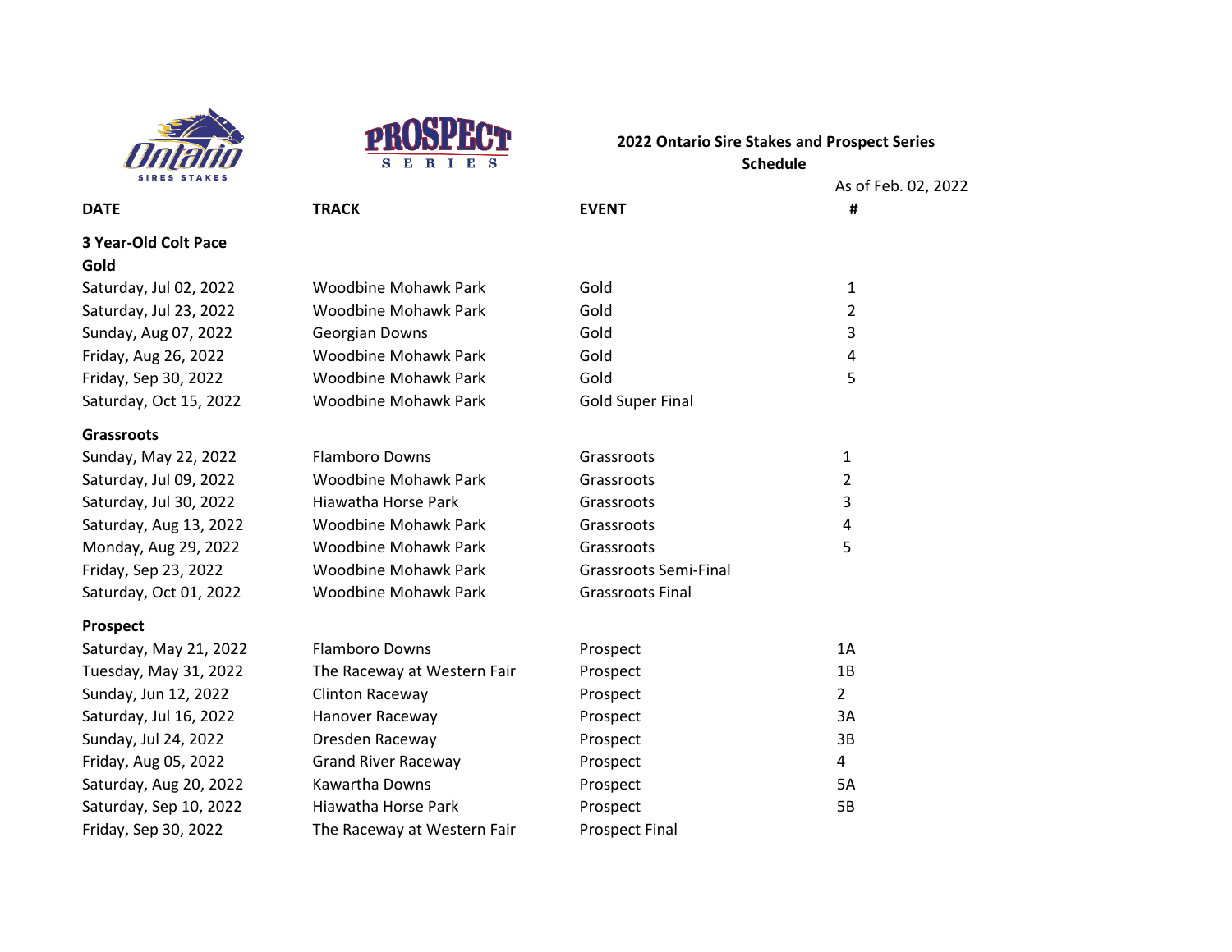**2022 Ontario Sire Stakes and Prospect Series**
**Schedule**

As of Feb. 02, 2022

| DATE | TRACK | EVENT | # |
|---|---|---|---|
| **3 Year-Old Colt Pace** | | | |
| **Gold** | | | |
| Saturday, Jul 02, 2022 | Woodbine Mohawk Park | Gold | 1 |
| Saturday, Jul 23, 2022 | Woodbine Mohawk Park | Gold | 2 |
| Sunday, Aug 07, 2022 | Georgian Downs | Gold | 3 |
| Friday, Aug 26, 2022 | Woodbine Mohawk Park | Gold | 4 |
| Friday, Sep 30, 2022 | Woodbine Mohawk Park | Gold | 5 |
| Saturday, Oct 15, 2022 | Woodbine Mohawk Park | Gold Super Final | |
| **Grassroots** | | | |
| Sunday, May 22, 2022 | Flamboro Downs | Grassroots | 1 |
| Saturday, Jul 09, 2022 | Woodbine Mohawk Park | Grassroots | 2 |
| Saturday, Jul 30, 2022 | Hiawatha Horse Park | Grassroots | 3 |
| Saturday, Aug 13, 2022 | Woodbine Mohawk Park | Grassroots | 4 |
| Monday, Aug 29, 2022 | Woodbine Mohawk Park | Grassroots | 5 |
| Friday, Sep 23, 2022 | Woodbine Mohawk Park | Grassroots Semi-Final | |
| Saturday, Oct 01, 2022 | Woodbine Mohawk Park | Grassroots Final | |
| **Prospect** | | | |
| Saturday, May 21, 2022 | Flamboro Downs | Prospect | 1A |
| Tuesday, May 31, 2022 | The Raceway at Western Fair | Prospect | 1B |
| Sunday, Jun 12, 2022 | Clinton Raceway | Prospect | 2 |
| Saturday, Jul 16, 2022 | Hanover Raceway | Prospect | 3A |
| Sunday, Jul 24, 2022 | Dresden Raceway | Prospect | 3B |
| Friday, Aug 05, 2022 | Grand River Raceway | Prospect | 4 |
| Saturday, Aug 20, 2022 | Kawartha Downs | Prospect | 5A |
| Saturday, Sep 10, 2022 | Hiawatha Horse Park | Prospect | 5B |
| Friday, Sep 30, 2022 | The Raceway at Western Fair | Prospect Final | |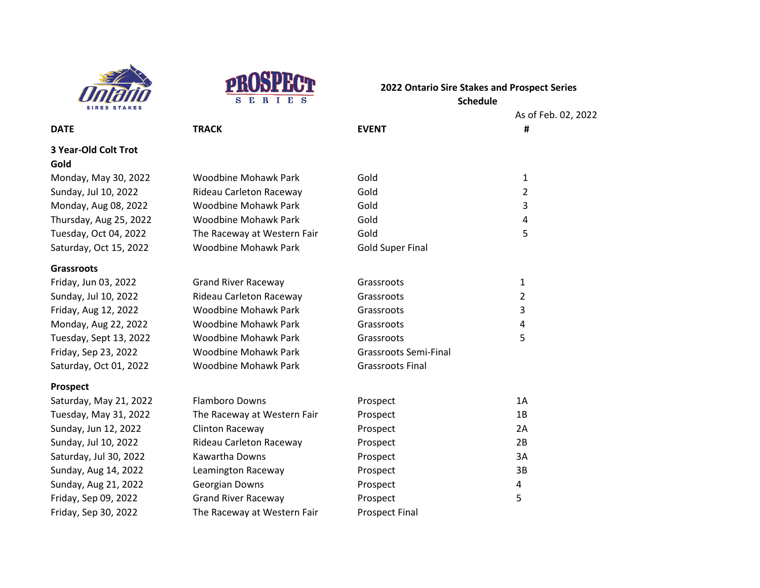**2022 Ontario Sire Stakes and Prospect Series**
**Schedule**

As of Feb. 02, 2022

| DATE | TRACK | EVENT | # |
|---|---|---|---|
| **3 Year-Old Colt Trot** | | | |
| **Gold** | | | |
| Monday, May 30, 2022 | Woodbine Mohawk Park | Gold | 1 |
| Sunday, Jul 10, 2022 | Rideau Carleton Raceway | Gold | 2 |
| Monday, Aug 08, 2022 | Woodbine Mohawk Park | Gold | 3 |
| Thursday, Aug 25, 2022 | Woodbine Mohawk Park | Gold | 4 |
| Tuesday, Oct 04, 2022 | The Raceway at Western Fair | Gold | 5 |
| Saturday, Oct 15, 2022 | Woodbine Mohawk Park | Gold Super Final | |
| **Grassroots** | | | |
| Friday, Jun 03, 2022 | Grand River Raceway | Grassroots | 1 |
| Sunday, Jul 10, 2022 | Rideau Carleton Raceway | Grassroots | 2 |
| Friday, Aug 12, 2022 | Woodbine Mohawk Park | Grassroots | 3 |
| Monday, Aug 22, 2022 | Woodbine Mohawk Park | Grassroots | 4 |
| Tuesday, Sept 13, 2022 | Woodbine Mohawk Park | Grassroots | 5 |
| Friday, Sep 23, 2022 | Woodbine Mohawk Park | Grassroots Semi-Final | |
| Saturday, Oct 01, 2022 | Woodbine Mohawk Park | Grassroots Final | |
| **Prospect** | | | |
| Saturday, May 21, 2022 | Flamboro Downs | Prospect | 1A |
| Tuesday, May 31, 2022 | The Raceway at Western Fair | Prospect | 1B |
| Sunday, Jun 12, 2022 | Clinton Raceway | Prospect | 2A |
| Sunday, Jul 10, 2022 | Rideau Carleton Raceway | Prospect | 2B |
| Saturday, Jul 30, 2022 | Kawartha Downs | Prospect | 3A |
| Sunday, Aug 14, 2022 | Leamington Raceway | Prospect | 3B |
| Sunday, Aug 21, 2022 | Georgian Downs | Prospect | 4 |
| Friday, Sep 09, 2022 | Grand River Raceway | Prospect | 5 |
| Friday, Sep 30, 2022 | The Raceway at Western Fair | Prospect Final | |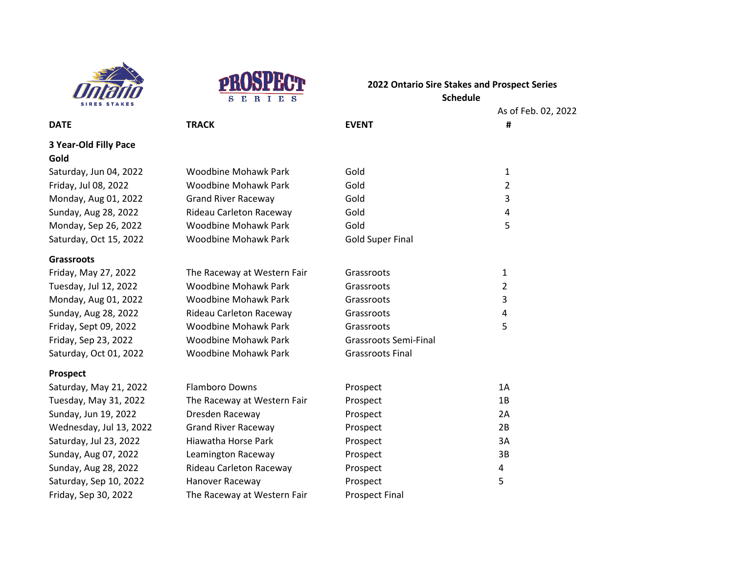**2022 Ontario Sire Stakes and Prospect Series**
**Schedule**

As of Feb. 02, 2022

| DATE | TRACK | EVENT | # |
|---|---|---|---|
| **3 Year-Old Filly Pace** | | | |
| **Gold** | | | |
| Saturday, Jun 04, 2022 | Woodbine Mohawk Park | Gold | 1 |
| Friday, Jul 08, 2022 | Woodbine Mohawk Park | Gold | 2 |
| Monday, Aug 01, 2022 | Grand River Raceway | Gold | 3 |
| Sunday, Aug 28, 2022 | Rideau Carleton Raceway | Gold | 4 |
| Monday, Sep 26, 2022 | Woodbine Mohawk Park | Gold | 5 |
| Saturday, Oct 15, 2022 | Woodbine Mohawk Park | Gold Super Final | |
| **Grassroots** | | | |
| Friday, May 27, 2022 | The Raceway at Western Fair | Grassroots | 1 |
| Tuesday, Jul 12, 2022 | Woodbine Mohawk Park | Grassroots | 2 |
| Monday, Aug 01, 2022 | Woodbine Mohawk Park | Grassroots | 3 |
| Sunday, Aug 28, 2022 | Rideau Carleton Raceway | Grassroots | 4 |
| Friday, Sept 09, 2022 | Woodbine Mohawk Park | Grassroots | 5 |
| Friday, Sep 23, 2022 | Woodbine Mohawk Park | Grassroots Semi-Final | |
| Saturday, Oct 01, 2022 | Woodbine Mohawk Park | Grassroots Final | |
| **Prospect** | | | |
| Saturday, May 21, 2022 | Flamboro Downs | Prospect | 1A |
| Tuesday, May 31, 2022 | The Raceway at Western Fair | Prospect | 1B |
| Sunday, Jun 19, 2022 | Dresden Raceway | Prospect | 2A |
| Wednesday, Jul 13, 2022 | Grand River Raceway | Prospect | 2B |
| Saturday, Jul 23, 2022 | Hiawatha Horse Park | Prospect | 3A |
| Sunday, Aug 07, 2022 | Leamington Raceway | Prospect | 3B |
| Sunday, Aug 28, 2022 | Rideau Carleton Raceway | Prospect | 4 |
| Saturday, Sep 10, 2022 | Hanover Raceway | Prospect | 5 |
| Friday, Sep 30, 2022 | The Raceway at Western Fair | Prospect Final | |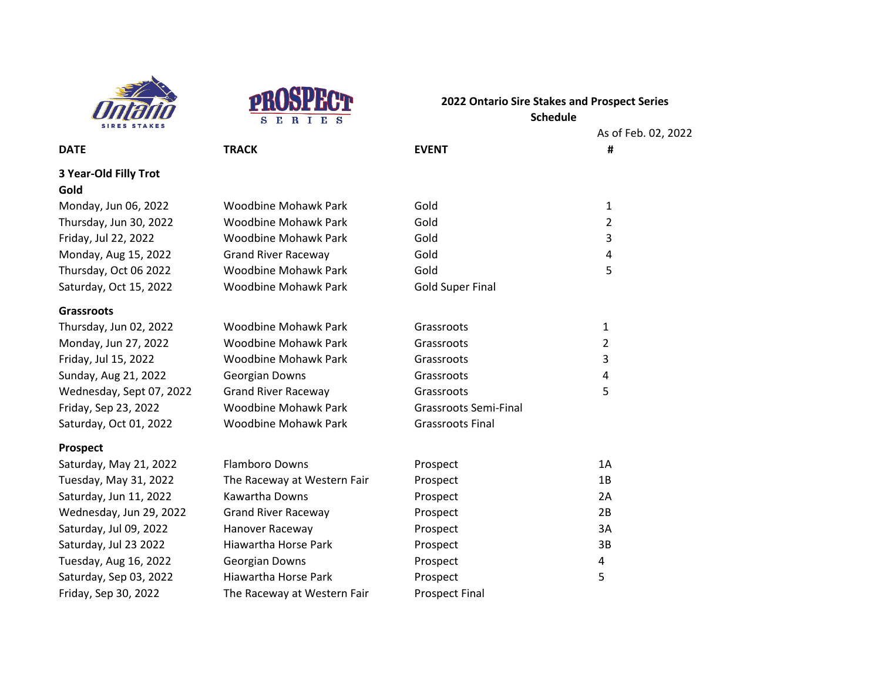**2022 Ontario Sire Stakes and Prospect Series**
**Schedule**

As of Feb. 02, 2022

| DATE | TRACK | EVENT | # |
| --- | --- | --- | --- |
| **3 Year-Old Filly Trot** | | | |
| **Gold** | | | |
| Monday, Jun 06, 2022 | Woodbine Mohawk Park | Gold | 1 |
| Thursday, Jun 30, 2022 | Woodbine Mohawk Park | Gold | 2 |
| Friday, Jul 22, 2022 | Woodbine Mohawk Park | Gold | 3 |
| Monday, Aug 15, 2022 | Grand River Raceway | Gold | 4 |
| Thursday, Oct 06 2022 | Woodbine Mohawk Park | Gold | 5 |
| Saturday, Oct 15, 2022 | Woodbine Mohawk Park | Gold Super Final | |
| **Grassroots** | | | |
| Thursday, Jun 02, 2022 | Woodbine Mohawk Park | Grassroots | 1 |
| Monday, Jun 27, 2022 | Woodbine Mohawk Park | Grassroots | 2 |
| Friday, Jul 15, 2022 | Woodbine Mohawk Park | Grassroots | 3 |
| Sunday, Aug 21, 2022 | Georgian Downs | Grassroots | 4 |
| Wednesday, Sept 07, 2022 | Grand River Raceway | Grassroots | 5 |
| Friday, Sep 23, 2022 | Woodbine Mohawk Park | Grassroots Semi-Final | |
| Saturday, Oct 01, 2022 | Woodbine Mohawk Park | Grassroots Final | |
| **Prospect** | | | |
| Saturday, May 21, 2022 | Flamboro Downs | Prospect | 1A |
| Tuesday, May 31, 2022 | The Raceway at Western Fair | Prospect | 1B |
| Saturday, Jun 11, 2022 | Kawartha Downs | Prospect | 2A |
| Wednesday, Jun 29, 2022 | Grand River Raceway | Prospect | 2B |
| Saturday, Jul 09, 2022 | Hanover Raceway | Prospect | 3A |
| Saturday, Jul 23 2022 | Hiawartha Horse Park | Prospect | 3B |
| Tuesday, Aug 16, 2022 | Georgian Downs | Prospect | 4 |
| Saturday, Sep 03, 2022 | Hiawartha Horse Park | Prospect | 5 |
| Friday, Sep 30, 2022 | The Raceway at Western Fair | Prospect Final | |